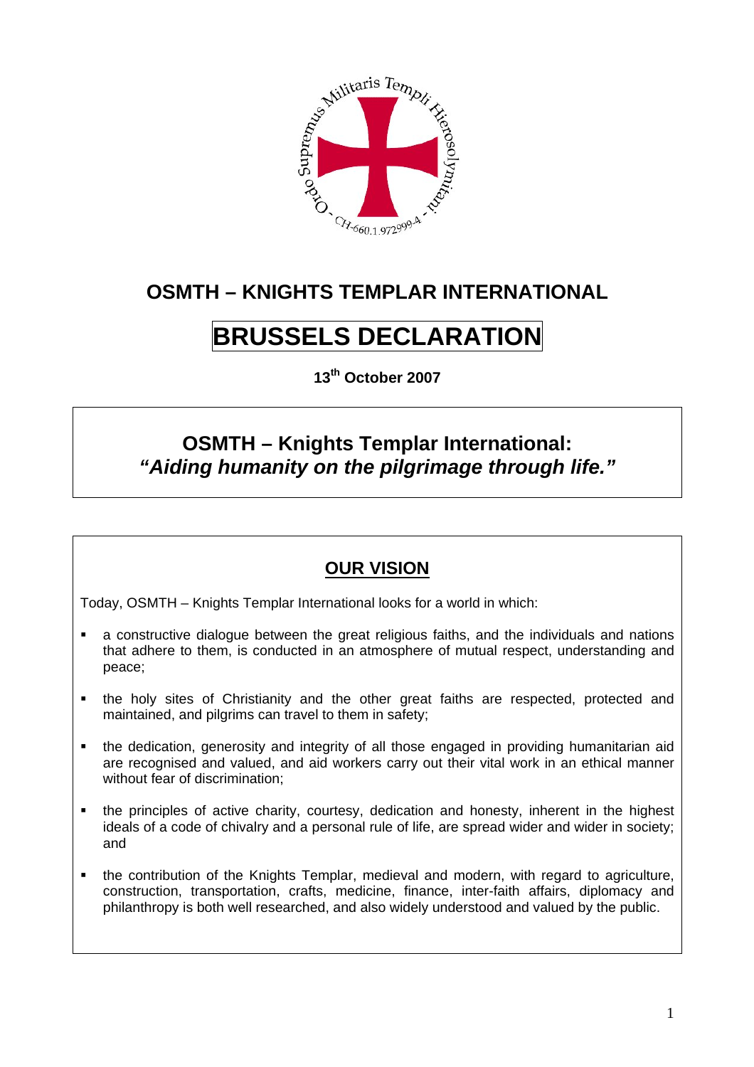# OSMTH – KNIGHTS TEMPLAR INTERNATIONAL

# BRUSSELS DECLARATION

**13th October 2007**

## OSMTH – Knights Templar International:
## *"Aiding humanity on the pilgrimage through life."*

## OUR VISION

Today, OSMTH – Knights Templar International looks for a world in which:

- a constructive dialogue between the great religious faiths, and the individuals and nations that adhere to them, is conducted in an atmosphere of mutual respect, understanding and peace;
- the holy sites of Christianity and the other great faiths are respected, protected and maintained, and pilgrims can travel to them in safety;
- the dedication, generosity and integrity of all those engaged in providing humanitarian aid are recognised and valued, and aid workers carry out their vital work in an ethical manner without fear of discrimination;
- the principles of active charity, courtesy, dedication and honesty, inherent in the highest ideals of a code of chivalry and a personal rule of life, are spread wider and wider in society; and
- the contribution of the Knights Templar, medieval and modern, with regard to agriculture, construction, transportation, crafts, medicine, finance, inter-faith affairs, diplomacy and philanthropy is both well researched, and also widely understood and valued by the public.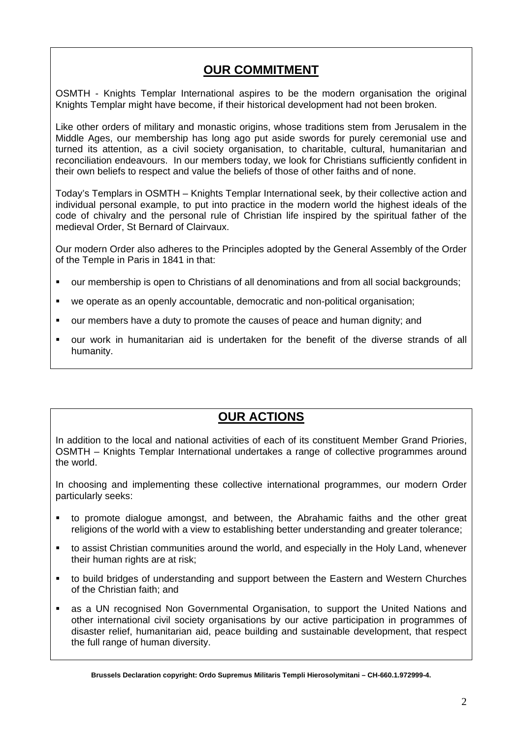## OUR COMMITMENT

OSMTH - Knights Templar International aspires to be the modern organisation the original Knights Templar might have become, if their historical development had not been broken.

Like other orders of military and monastic origins, whose traditions stem from Jerusalem in the Middle Ages, our membership has long ago put aside swords for purely ceremonial use and turned its attention, as a civil society organisation, to charitable, cultural, humanitarian and reconciliation endeavours. In our members today, we look for Christians sufficiently confident in their own beliefs to respect and value the beliefs of those of other faiths and of none.

Today's Templars in OSMTH – Knights Templar International seek, by their collective action and individual personal example, to put into practice in the modern world the highest ideals of the code of chivalry and the personal rule of Christian life inspired by the spiritual father of the medieval Order, St Bernard of Clairvaux.

Our modern Order also adheres to the Principles adopted by the General Assembly of the Order of the Temple in Paris in 1841 in that:

- our membership is open to Christians of all denominations and from all social backgrounds;
- we operate as an openly accountable, democratic and non-political organisation;
- our members have a duty to promote the causes of peace and human dignity; and
- our work in humanitarian aid is undertaken for the benefit of the diverse strands of all humanity.

## OUR ACTIONS

In addition to the local and national activities of each of its constituent Member Grand Priories, OSMTH – Knights Templar International undertakes a range of collective programmes around the world.

In choosing and implementing these collective international programmes, our modern Order particularly seeks:

- to promote dialogue amongst, and between, the Abrahamic faiths and the other great religions of the world with a view to establishing better understanding and greater tolerance;
- to assist Christian communities around the world, and especially in the Holy Land, whenever their human rights are at risk;
- to build bridges of understanding and support between the Eastern and Western Churches of the Christian faith; and
- as a UN recognised Non Governmental Organisation, to support the United Nations and other international civil society organisations by our active participation in programmes of disaster relief, humanitarian aid, peace building and sustainable development, that respect the full range of human diversity.

**Brussels Declaration copyright: Ordo Supremus Militaris Templi Hierosolymitani – CH-660.1.972999-4.**